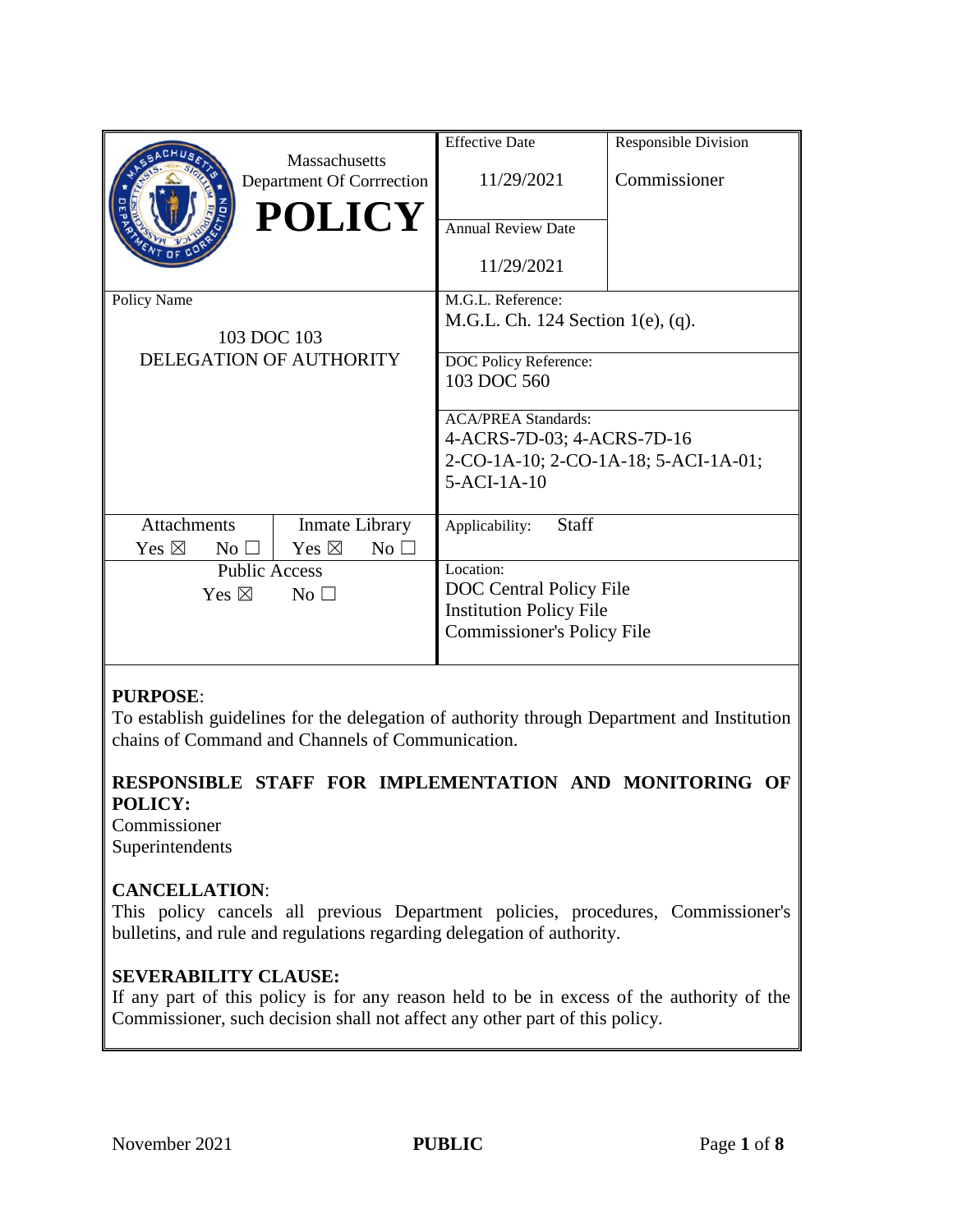| | | | |
|---|---|---|---|
| Massachusetts Department Of Corrrection **POLICY** | | Effective Date<br>11/29/2021<br>Annual Review Date<br>11/29/2021 | Responsible Division<br>Commissioner |
| Policy Name<br>103 DOC 103<br>DELEGATION OF AUTHORITY | | M.G.L. Reference:<br>M.G.L. Ch. 124 Section 1(e), (q).<br>DOC Policy Reference:<br>103 DOC 560<br>ACA/PREA Standards:<br>4-ACRS-7D-03; 4-ACRS-7D-16<br>2-CO-1A-10; 2-CO-1A-18; 5-ACI-1A-01; 5-ACI-1A-10 | |
| Attachments<br>Yes ☒ No ☐ | Inmate Library<br>Yes ☒ No ☐ | Applicability: Staff | |
| Public Access<br>Yes ☒ No ☐ | | Location:<br>DOC Central Policy File<br>Institution Policy File<br>Commissioner's Policy File | |

**PURPOSE**:
To establish guidelines for the delegation of authority through Department and Institution chains of Command and Channels of Communication.

**RESPONSIBLE STAFF FOR IMPLEMENTATION AND MONITORING OF POLICY:**
Commissioner
Superintendents

**CANCELLATION**:
This policy cancels all previous Department policies, procedures, Commissioner's bulletins, and rule and regulations regarding delegation of authority.

**SEVERABILITY CLAUSE:**
If any part of this policy is for any reason held to be in excess of the authority of the Commissioner, such decision shall not affect any other part of this policy.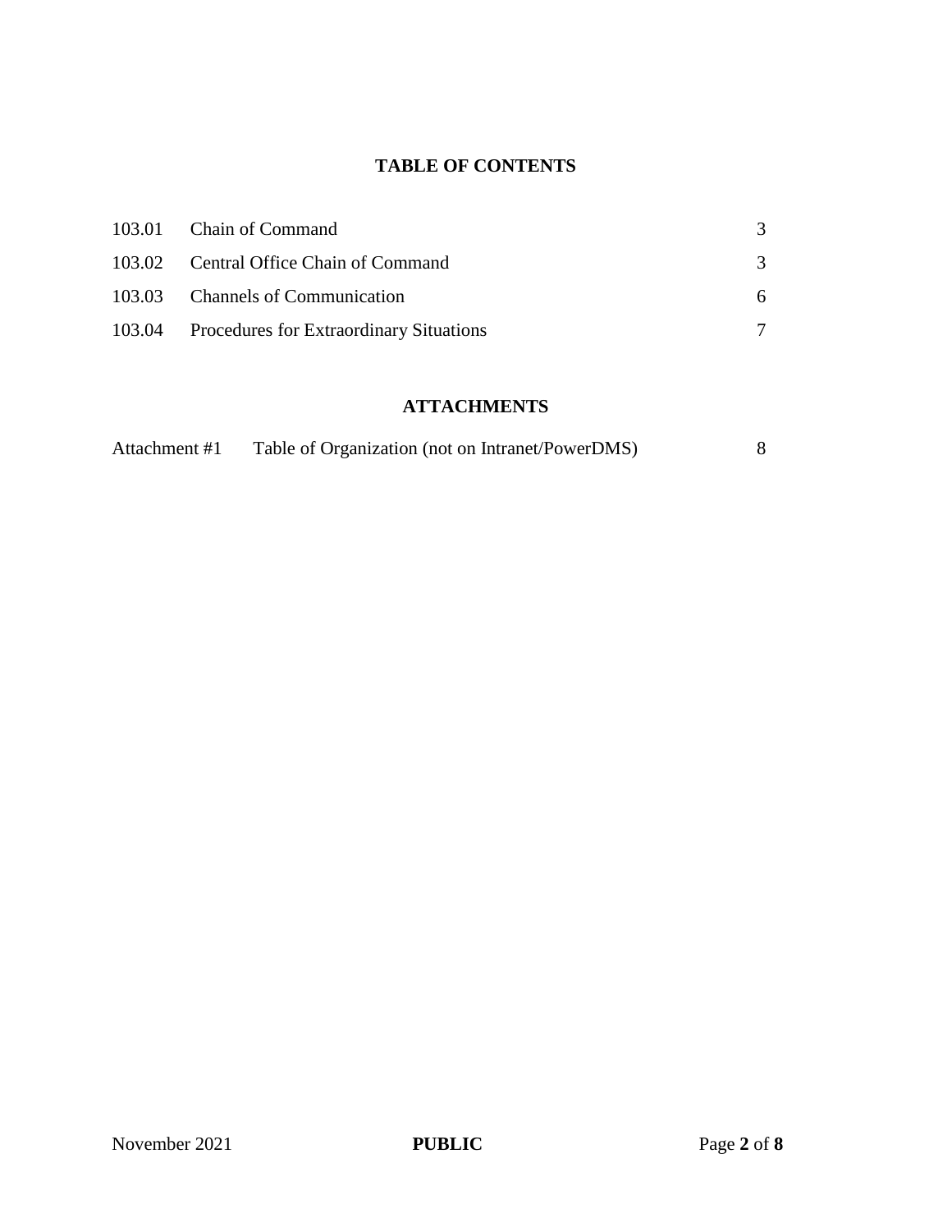## TABLE OF CONTENTS

| | | |
|---|---|---|
| 103.01 | Chain of Command | 3 |
| 103.02 | Central Office Chain of Command | 3 |
| 103.03 | Channels of Communication | 6 |
| 103.04 | Procedures for Extraordinary Situations | 7 |

## ATTACHMENTS

| | | |
|---|---|---|
| Attachment #1 | Table of Organization (not on Intranet/PowerDMS) | 8 |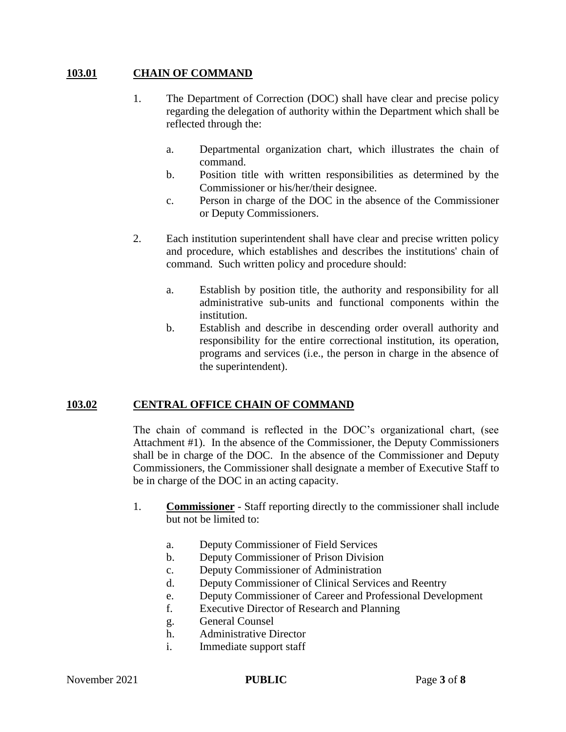## 103.01 CHAIN OF COMMAND

1. The Department of Correction (DOC) shall have clear and precise policy regarding the delegation of authority within the Department which shall be reflected through the:

    a. Departmental organization chart, which illustrates the chain of command.
    b. Position title with written responsibilities as determined by the Commissioner or his/her/their designee.
    c. Person in charge of the DOC in the absence of the Commissioner or Deputy Commissioners.

2. Each institution superintendent shall have clear and precise written policy and procedure, which establishes and describes the institutions' chain of command. Such written policy and procedure should:

    a. Establish by position title, the authority and responsibility for all administrative sub-units and functional components within the institution.
    b. Establish and describe in descending order overall authority and responsibility for the entire correctional institution, its operation, programs and services (i.e., the person in charge in the absence of the superintendent).

## 103.02 CENTRAL OFFICE CHAIN OF COMMAND

The chain of command is reflected in the DOC's organizational chart, (see Attachment #1). In the absence of the Commissioner, the Deputy Commissioners shall be in charge of the DOC. In the absence of the Commissioner and Deputy Commissioners, the Commissioner shall designate a member of Executive Staff to be in charge of the DOC in an acting capacity.

1. **Commissioner** - Staff reporting directly to the commissioner shall include but not be limited to:

    a. Deputy Commissioner of Field Services
    b. Deputy Commissioner of Prison Division
    c. Deputy Commissioner of Administration
    d. Deputy Commissioner of Clinical Services and Reentry
    e. Deputy Commissioner of Career and Professional Development
    f. Executive Director of Research and Planning
    g. General Counsel
    h. Administrative Director
    i. Immediate support staff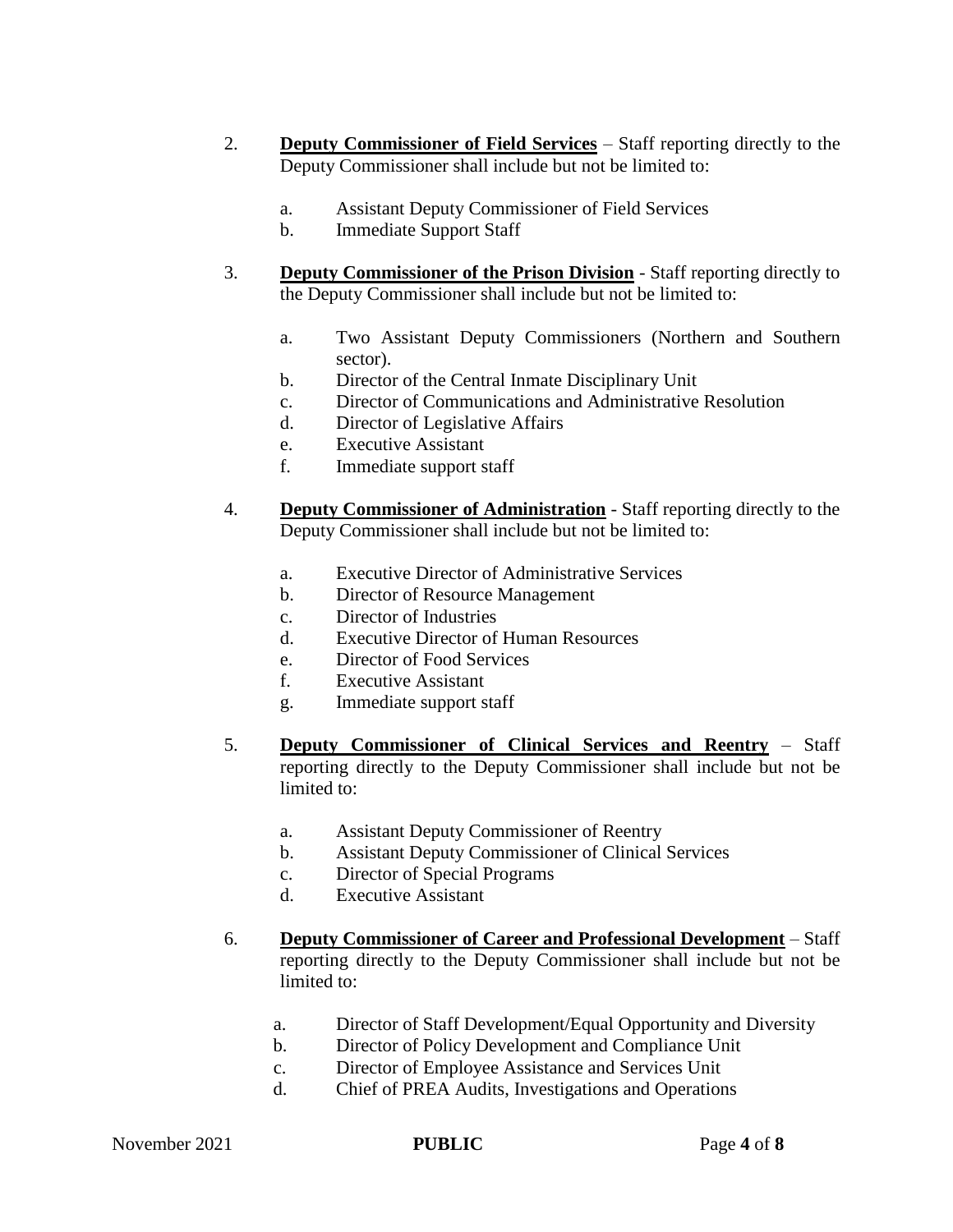2. **<u>Deputy Commissioner of Field Services</u>** – Staff reporting directly to the Deputy Commissioner shall include but not be limited to:

   a. Assistant Deputy Commissioner of Field Services
   b. Immediate Support Staff

3. **<u>Deputy Commissioner of the Prison Division</u>** - Staff reporting directly to the Deputy Commissioner shall include but not be limited to:

   a. Two Assistant Deputy Commissioners (Northern and Southern sector).
   b. Director of the Central Inmate Disciplinary Unit
   c. Director of Communications and Administrative Resolution
   d. Director of Legislative Affairs
   e. Executive Assistant
   f. Immediate support staff

4. **<u>Deputy Commissioner of Administration</u>** - Staff reporting directly to the Deputy Commissioner shall include but not be limited to:

   a. Executive Director of Administrative Services
   b. Director of Resource Management
   c. Director of Industries
   d. Executive Director of Human Resources
   e. Director of Food Services
   f. Executive Assistant
   g. Immediate support staff

5. **<u>Deputy Commissioner of Clinical Services and Reentry</u>** – Staff reporting directly to the Deputy Commissioner shall include but not be limited to:

   a. Assistant Deputy Commissioner of Reentry
   b. Assistant Deputy Commissioner of Clinical Services
   c. Director of Special Programs
   d. Executive Assistant

6. **<u>Deputy Commissioner of Career and Professional Development</u>** – Staff reporting directly to the Deputy Commissioner shall include but not be limited to:

   a. Director of Staff Development/Equal Opportunity and Diversity
   b. Director of Policy Development and Compliance Unit
   c. Director of Employee Assistance and Services Unit
   d. Chief of PREA Audits, Investigations and Operations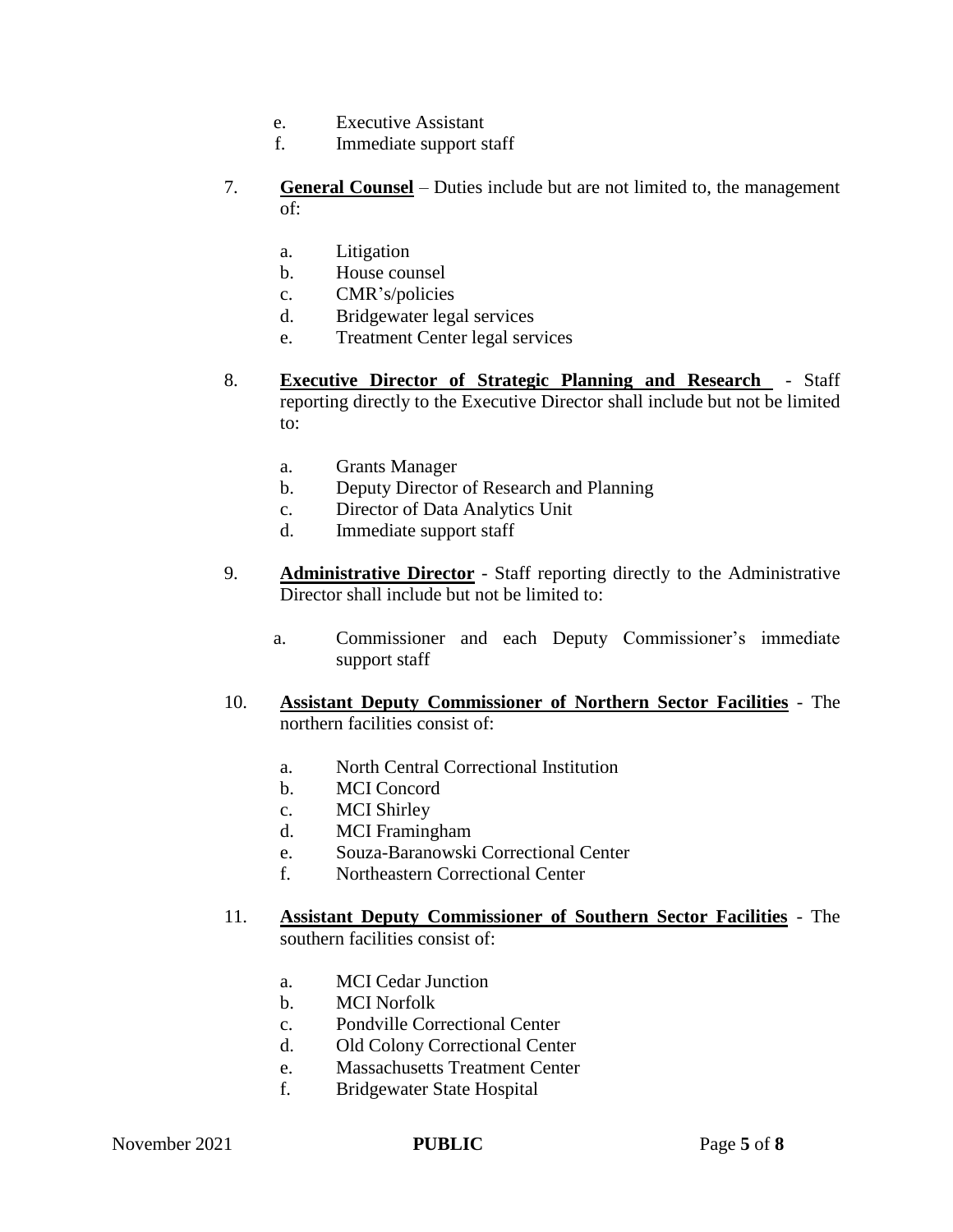e. Executive Assistant
f. Immediate support staff

7. **General Counsel** – Duties include but are not limited to, the management of:

   a. Litigation
   b. House counsel
   c. CMR's/policies
   d. Bridgewater legal services
   e. Treatment Center legal services

8. **Executive Director of Strategic Planning and Research** - Staff reporting directly to the Executive Director shall include but not be limited to:

   a. Grants Manager
   b. Deputy Director of Research and Planning
   c. Director of Data Analytics Unit
   d. Immediate support staff

9. **Administrative Director** - Staff reporting directly to the Administrative Director shall include but not be limited to:

   a. Commissioner and each Deputy Commissioner's immediate support staff

10. **Assistant Deputy Commissioner of Northern Sector Facilities** - The northern facilities consist of:

    a. North Central Correctional Institution
    b. MCI Concord
    c. MCI Shirley
    d. MCI Framingham
    e. Souza-Baranowski Correctional Center
    f. Northeastern Correctional Center

11. **Assistant Deputy Commissioner of Southern Sector Facilities** - The southern facilities consist of:

    a. MCI Cedar Junction
    b. MCI Norfolk
    c. Pondville Correctional Center
    d. Old Colony Correctional Center
    e. Massachusetts Treatment Center
    f. Bridgewater State Hospital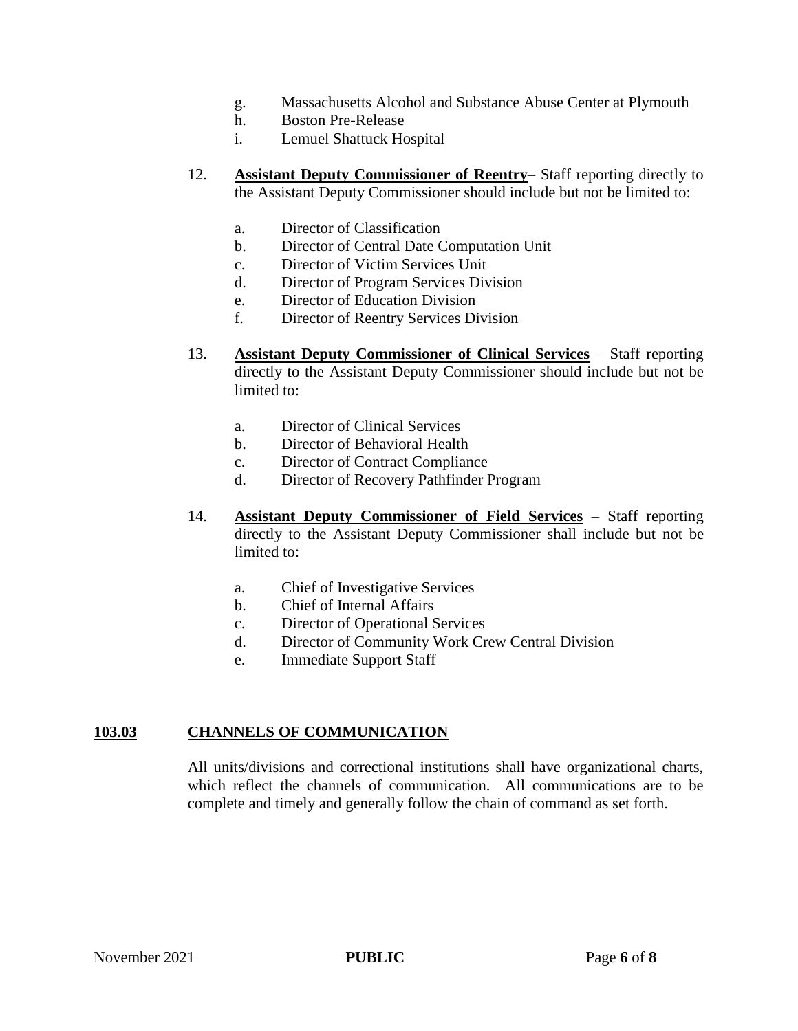g. Massachusetts Alcohol and Substance Abuse Center at Plymouth
h. Boston Pre-Release
i. Lemuel Shattuck Hospital

12. **Assistant Deputy Commissioner of Reentry**– Staff reporting directly to the Assistant Deputy Commissioner should include but not be limited to:

    a. Director of Classification
    b. Director of Central Date Computation Unit
    c. Director of Victim Services Unit
    d. Director of Program Services Division
    e. Director of Education Division
    f. Director of Reentry Services Division

13. **Assistant Deputy Commissioner of Clinical Services** – Staff reporting directly to the Assistant Deputy Commissioner should include but not be limited to:

    a. Director of Clinical Services
    b. Director of Behavioral Health
    c. Director of Contract Compliance
    d. Director of Recovery Pathfinder Program

14. **Assistant Deputy Commissioner of Field Services** – Staff reporting directly to the Assistant Deputy Commissioner shall include but not be limited to:

    a. Chief of Investigative Services
    b. Chief of Internal Affairs
    c. Director of Operational Services
    d. Director of Community Work Crew Central Division
    e. Immediate Support Staff

## **103.03 CHANNELS OF COMMUNICATION**

All units/divisions and correctional institutions shall have organizational charts, which reflect the channels of communication. All communications are to be complete and timely and generally follow the chain of command as set forth.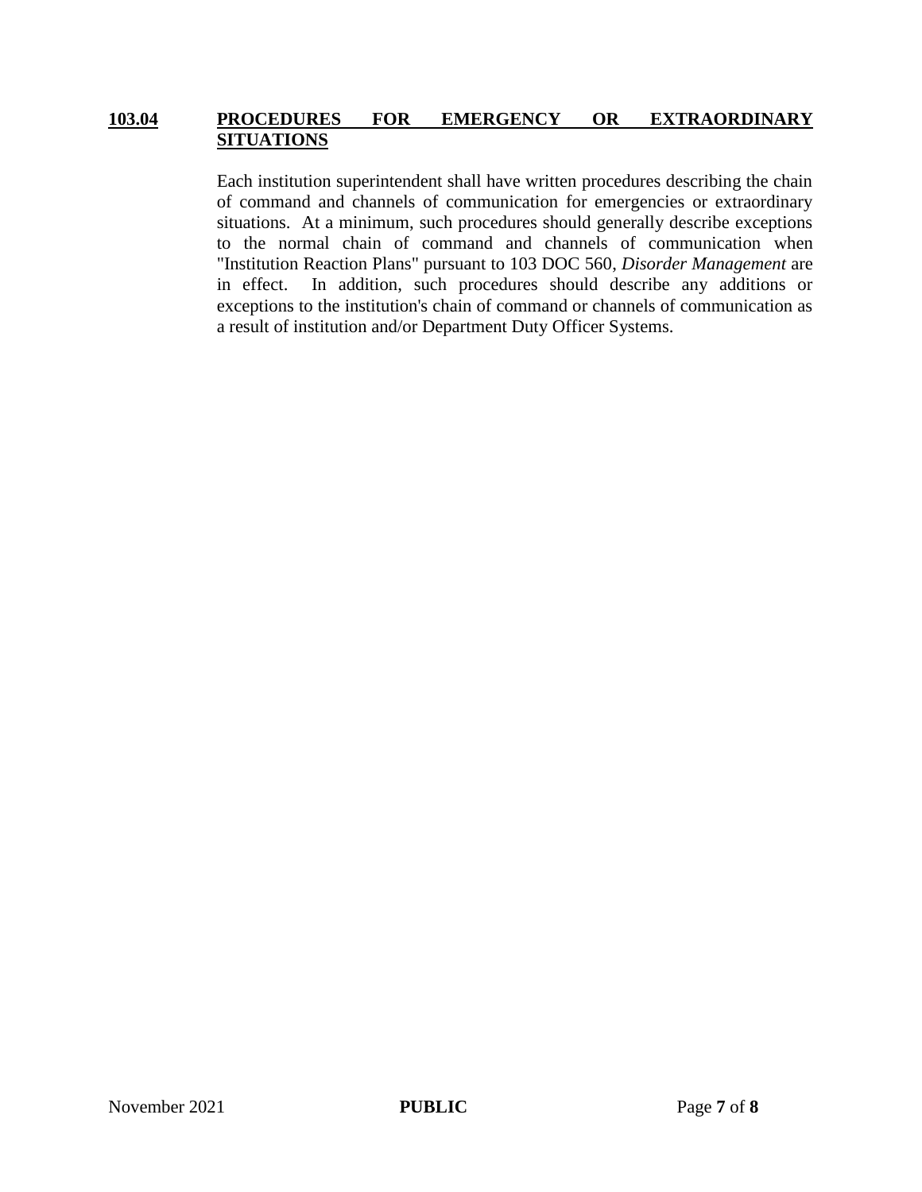## 103.04 PROCEDURES FOR EMERGENCY OR EXTRAORDINARY SITUATIONS

Each institution superintendent shall have written procedures describing the chain of command and channels of communication for emergencies or extraordinary situations. At a minimum, such procedures should generally describe exceptions to the normal chain of command and channels of communication when "Institution Reaction Plans" pursuant to 103 DOC 560, *Disorder Management* are in effect. In addition, such procedures should describe any additions or exceptions to the institution's chain of command or channels of communication as a result of institution and/or Department Duty Officer Systems.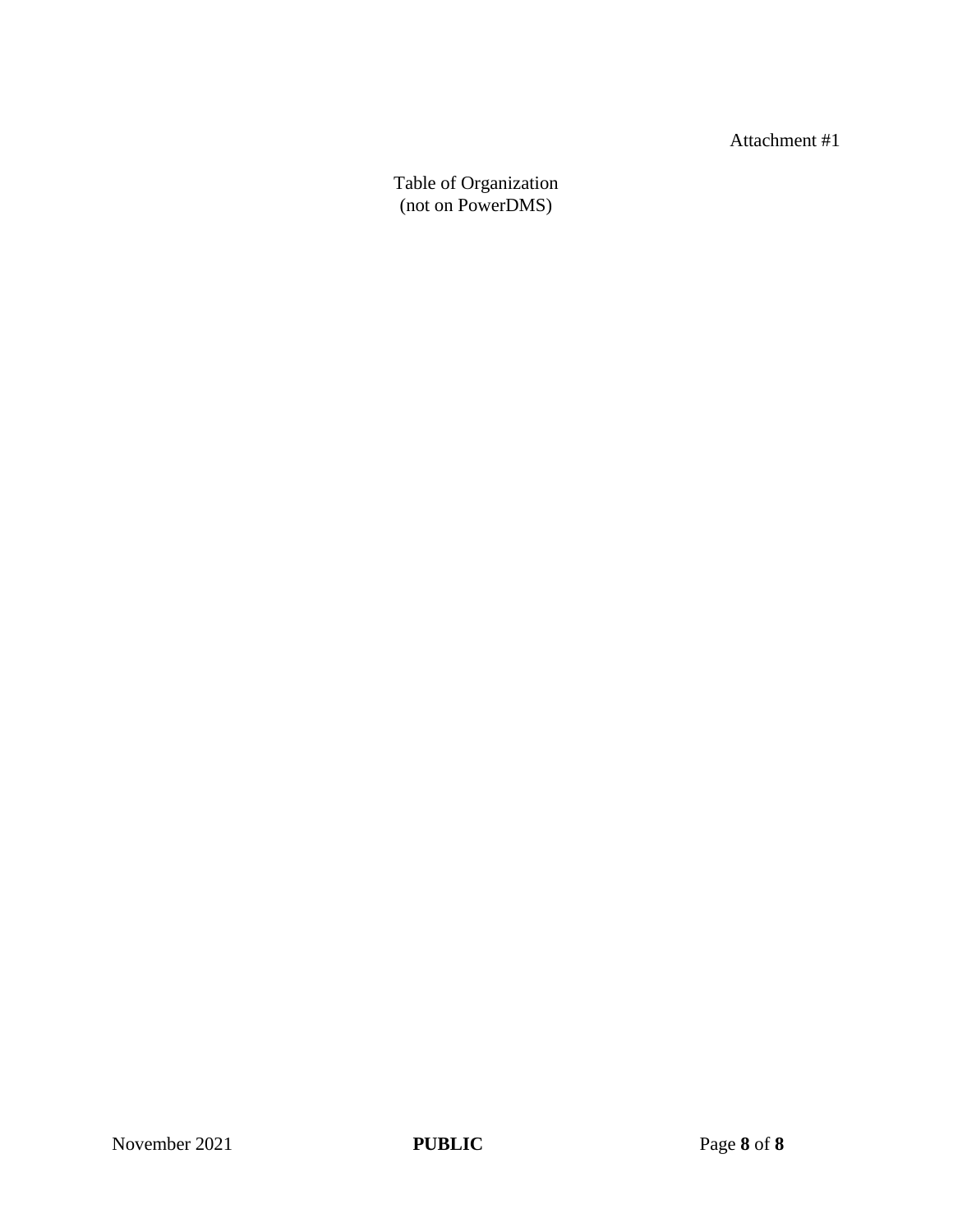Attachment #1

Table of Organization
(not on PowerDMS)